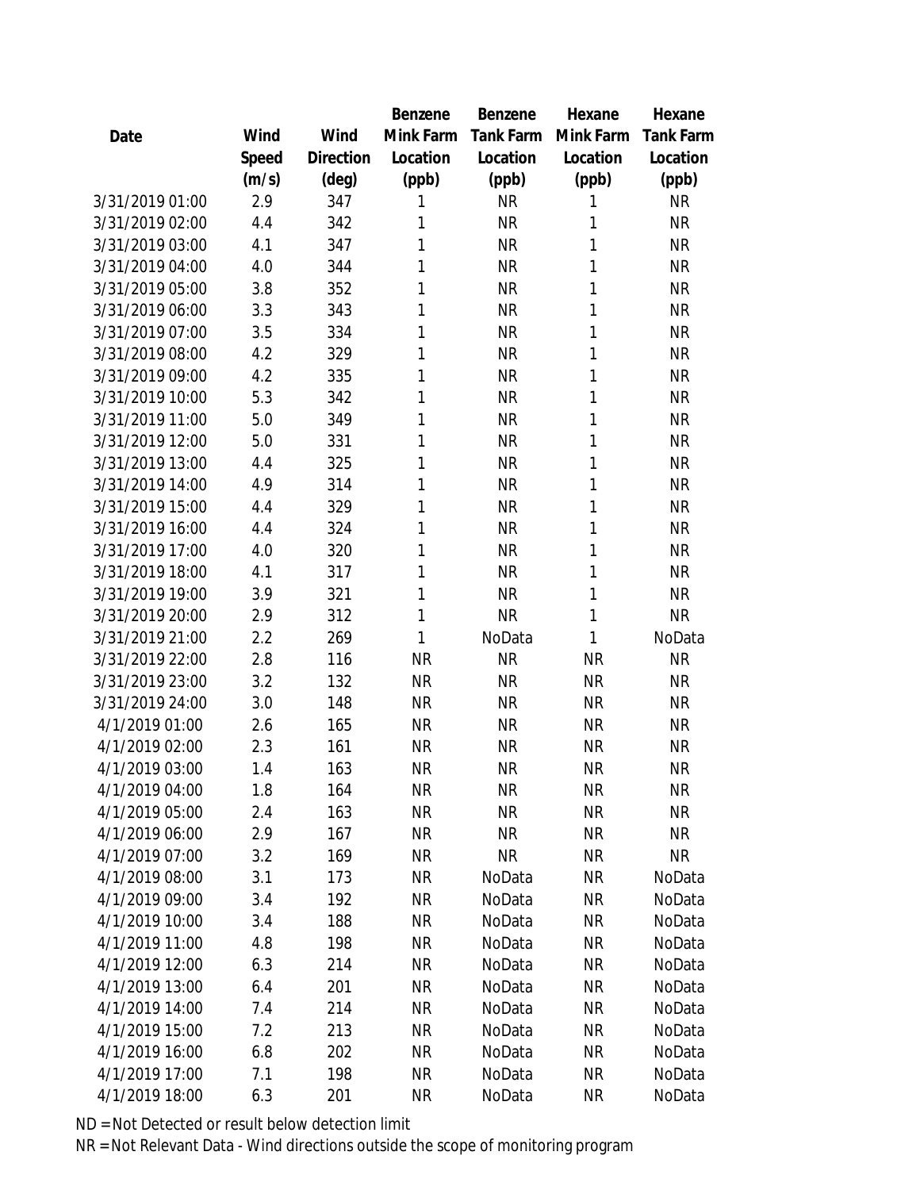| Date | Wind Speed (m/s) | Wind Direction (deg) | Benzene Mink Farm Location (ppb) | Benzene Tank Farm Location (ppb) | Hexane Mink Farm Location (ppb) | Hexane Tank Farm Location (ppb) |
|---|---|---|---|---|---|---|
| 3/31/2019 01:00 | 2.9 | 347 | 1 | NR | 1 | NR |
| 3/31/2019 02:00 | 4.4 | 342 | 1 | NR | 1 | NR |
| 3/31/2019 03:00 | 4.1 | 347 | 1 | NR | 1 | NR |
| 3/31/2019 04:00 | 4.0 | 344 | 1 | NR | 1 | NR |
| 3/31/2019 05:00 | 3.8 | 352 | 1 | NR | 1 | NR |
| 3/31/2019 06:00 | 3.3 | 343 | 1 | NR | 1 | NR |
| 3/31/2019 07:00 | 3.5 | 334 | 1 | NR | 1 | NR |
| 3/31/2019 08:00 | 4.2 | 329 | 1 | NR | 1 | NR |
| 3/31/2019 09:00 | 4.2 | 335 | 1 | NR | 1 | NR |
| 3/31/2019 10:00 | 5.3 | 342 | 1 | NR | 1 | NR |
| 3/31/2019 11:00 | 5.0 | 349 | 1 | NR | 1 | NR |
| 3/31/2019 12:00 | 5.0 | 331 | 1 | NR | 1 | NR |
| 3/31/2019 13:00 | 4.4 | 325 | 1 | NR | 1 | NR |
| 3/31/2019 14:00 | 4.9 | 314 | 1 | NR | 1 | NR |
| 3/31/2019 15:00 | 4.4 | 329 | 1 | NR | 1 | NR |
| 3/31/2019 16:00 | 4.4 | 324 | 1 | NR | 1 | NR |
| 3/31/2019 17:00 | 4.0 | 320 | 1 | NR | 1 | NR |
| 3/31/2019 18:00 | 4.1 | 317 | 1 | NR | 1 | NR |
| 3/31/2019 19:00 | 3.9 | 321 | 1 | NR | 1 | NR |
| 3/31/2019 20:00 | 2.9 | 312 | 1 | NR | 1 | NR |
| 3/31/2019 21:00 | 2.2 | 269 | 1 | NoData | 1 | NoData |
| 3/31/2019 22:00 | 2.8 | 116 | NR | NR | NR | NR |
| 3/31/2019 23:00 | 3.2 | 132 | NR | NR | NR | NR |
| 3/31/2019 24:00 | 3.0 | 148 | NR | NR | NR | NR |
| 4/1/2019 01:00 | 2.6 | 165 | NR | NR | NR | NR |
| 4/1/2019 02:00 | 2.3 | 161 | NR | NR | NR | NR |
| 4/1/2019 03:00 | 1.4 | 163 | NR | NR | NR | NR |
| 4/1/2019 04:00 | 1.8 | 164 | NR | NR | NR | NR |
| 4/1/2019 05:00 | 2.4 | 163 | NR | NR | NR | NR |
| 4/1/2019 06:00 | 2.9 | 167 | NR | NR | NR | NR |
| 4/1/2019 07:00 | 3.2 | 169 | NR | NR | NR | NR |
| 4/1/2019 08:00 | 3.1 | 173 | NR | NoData | NR | NoData |
| 4/1/2019 09:00 | 3.4 | 192 | NR | NoData | NR | NoData |
| 4/1/2019 10:00 | 3.4 | 188 | NR | NoData | NR | NoData |
| 4/1/2019 11:00 | 4.8 | 198 | NR | NoData | NR | NoData |
| 4/1/2019 12:00 | 6.3 | 214 | NR | NoData | NR | NoData |
| 4/1/2019 13:00 | 6.4 | 201 | NR | NoData | NR | NoData |
| 4/1/2019 14:00 | 7.4 | 214 | NR | NoData | NR | NoData |
| 4/1/2019 15:00 | 7.2 | 213 | NR | NoData | NR | NoData |
| 4/1/2019 16:00 | 6.8 | 202 | NR | NoData | NR | NoData |
| 4/1/2019 17:00 | 7.1 | 198 | NR | NoData | NR | NoData |
| 4/1/2019 18:00 | 6.3 | 201 | NR | NoData | NR | NoData |

ND = Not Detected or result below detection limit

NR = Not Relevant Data - Wind directions outside the scope of monitoring program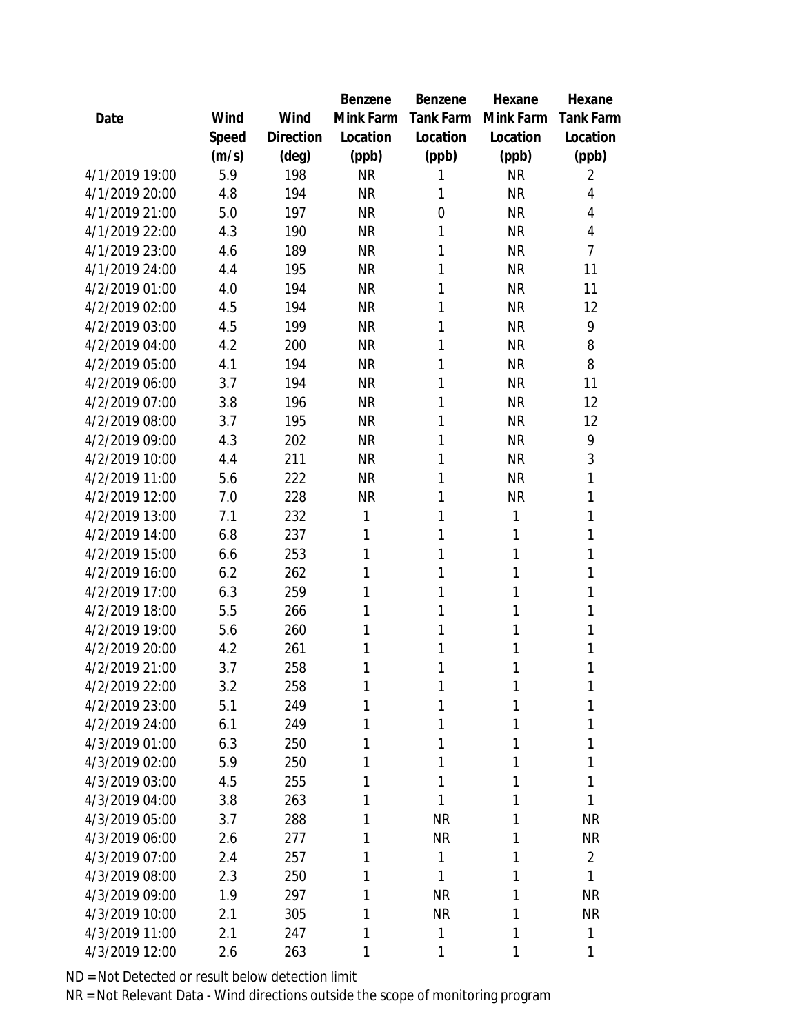| Date | Wind Speed (m/s) | Wind Direction (deg) | Benzene Mink Farm Location (ppb) | Benzene Tank Farm Location (ppb) | Hexane Mink Farm Location (ppb) | Hexane Tank Farm Location (ppb) |
|---|---|---|---|---|---|---|
| 4/1/2019 19:00 | 5.9 | 198 | NR | 1 | NR | 2 |
| 4/1/2019 20:00 | 4.8 | 194 | NR | 1 | NR | 4 |
| 4/1/2019 21:00 | 5.0 | 197 | NR | 0 | NR | 4 |
| 4/1/2019 22:00 | 4.3 | 190 | NR | 1 | NR | 4 |
| 4/1/2019 23:00 | 4.6 | 189 | NR | 1 | NR | 7 |
| 4/1/2019 24:00 | 4.4 | 195 | NR | 1 | NR | 11 |
| 4/2/2019 01:00 | 4.0 | 194 | NR | 1 | NR | 11 |
| 4/2/2019 02:00 | 4.5 | 194 | NR | 1 | NR | 12 |
| 4/2/2019 03:00 | 4.5 | 199 | NR | 1 | NR | 9 |
| 4/2/2019 04:00 | 4.2 | 200 | NR | 1 | NR | 8 |
| 4/2/2019 05:00 | 4.1 | 194 | NR | 1 | NR | 8 |
| 4/2/2019 06:00 | 3.7 | 194 | NR | 1 | NR | 11 |
| 4/2/2019 07:00 | 3.8 | 196 | NR | 1 | NR | 12 |
| 4/2/2019 08:00 | 3.7 | 195 | NR | 1 | NR | 12 |
| 4/2/2019 09:00 | 4.3 | 202 | NR | 1 | NR | 9 |
| 4/2/2019 10:00 | 4.4 | 211 | NR | 1 | NR | 3 |
| 4/2/2019 11:00 | 5.6 | 222 | NR | 1 | NR | 1 |
| 4/2/2019 12:00 | 7.0 | 228 | NR | 1 | NR | 1 |
| 4/2/2019 13:00 | 7.1 | 232 | 1 | 1 | 1 | 1 |
| 4/2/2019 14:00 | 6.8 | 237 | 1 | 1 | 1 | 1 |
| 4/2/2019 15:00 | 6.6 | 253 | 1 | 1 | 1 | 1 |
| 4/2/2019 16:00 | 6.2 | 262 | 1 | 1 | 1 | 1 |
| 4/2/2019 17:00 | 6.3 | 259 | 1 | 1 | 1 | 1 |
| 4/2/2019 18:00 | 5.5 | 266 | 1 | 1 | 1 | 1 |
| 4/2/2019 19:00 | 5.6 | 260 | 1 | 1 | 1 | 1 |
| 4/2/2019 20:00 | 4.2 | 261 | 1 | 1 | 1 | 1 |
| 4/2/2019 21:00 | 3.7 | 258 | 1 | 1 | 1 | 1 |
| 4/2/2019 22:00 | 3.2 | 258 | 1 | 1 | 1 | 1 |
| 4/2/2019 23:00 | 5.1 | 249 | 1 | 1 | 1 | 1 |
| 4/2/2019 24:00 | 6.1 | 249 | 1 | 1 | 1 | 1 |
| 4/3/2019 01:00 | 6.3 | 250 | 1 | 1 | 1 | 1 |
| 4/3/2019 02:00 | 5.9 | 250 | 1 | 1 | 1 | 1 |
| 4/3/2019 03:00 | 4.5 | 255 | 1 | 1 | 1 | 1 |
| 4/3/2019 04:00 | 3.8 | 263 | 1 | 1 | 1 | 1 |
| 4/3/2019 05:00 | 3.7 | 288 | 1 | NR | 1 | NR |
| 4/3/2019 06:00 | 2.6 | 277 | 1 | NR | 1 | NR |
| 4/3/2019 07:00 | 2.4 | 257 | 1 | 1 | 1 | 2 |
| 4/3/2019 08:00 | 2.3 | 250 | 1 | 1 | 1 | 1 |
| 4/3/2019 09:00 | 1.9 | 297 | 1 | NR | 1 | NR |
| 4/3/2019 10:00 | 2.1 | 305 | 1 | NR | 1 | NR |
| 4/3/2019 11:00 | 2.1 | 247 | 1 | 1 | 1 | 1 |
| 4/3/2019 12:00 | 2.6 | 263 | 1 | 1 | 1 | 1 |

ND = Not Detected or result below detection limit

NR = Not Relevant Data - Wind directions outside the scope of monitoring program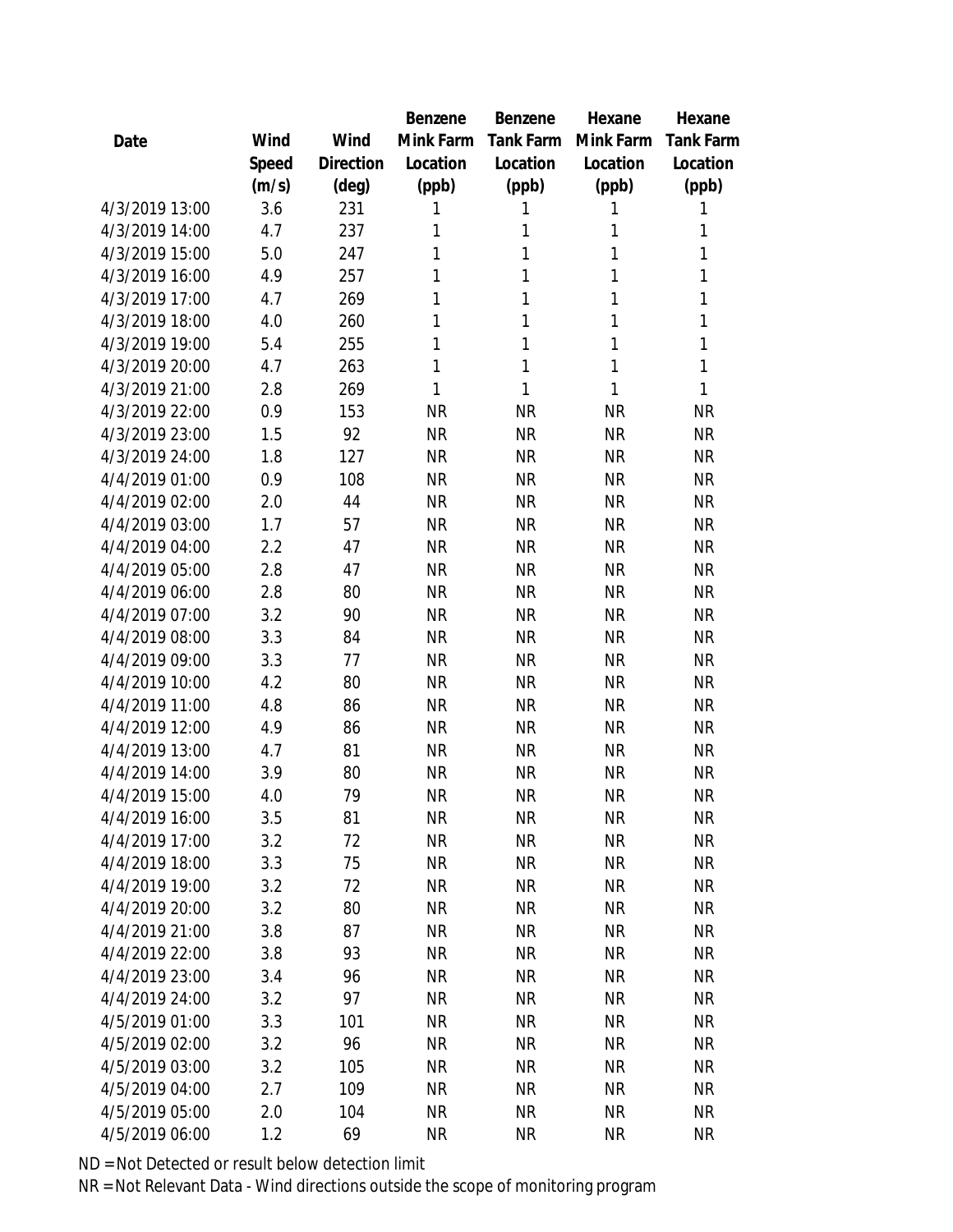| Date | Wind Speed (m/s) | Wind Direction (deg) | Benzene Mink Farm Location (ppb) | Benzene Tank Farm Location (ppb) | Hexane Mink Farm Location (ppb) | Hexane Tank Farm Location (ppb) |
|---|---|---|---|---|---|---|
| 4/3/2019 13:00 | 3.6 | 231 | 1 | 1 | 1 | 1 |
| 4/3/2019 14:00 | 4.7 | 237 | 1 | 1 | 1 | 1 |
| 4/3/2019 15:00 | 5.0 | 247 | 1 | 1 | 1 | 1 |
| 4/3/2019 16:00 | 4.9 | 257 | 1 | 1 | 1 | 1 |
| 4/3/2019 17:00 | 4.7 | 269 | 1 | 1 | 1 | 1 |
| 4/3/2019 18:00 | 4.0 | 260 | 1 | 1 | 1 | 1 |
| 4/3/2019 19:00 | 5.4 | 255 | 1 | 1 | 1 | 1 |
| 4/3/2019 20:00 | 4.7 | 263 | 1 | 1 | 1 | 1 |
| 4/3/2019 21:00 | 2.8 | 269 | 1 | 1 | 1 | 1 |
| 4/3/2019 22:00 | 0.9 | 153 | NR | NR | NR | NR |
| 4/3/2019 23:00 | 1.5 | 92 | NR | NR | NR | NR |
| 4/3/2019 24:00 | 1.8 | 127 | NR | NR | NR | NR |
| 4/4/2019 01:00 | 0.9 | 108 | NR | NR | NR | NR |
| 4/4/2019 02:00 | 2.0 | 44 | NR | NR | NR | NR |
| 4/4/2019 03:00 | 1.7 | 57 | NR | NR | NR | NR |
| 4/4/2019 04:00 | 2.2 | 47 | NR | NR | NR | NR |
| 4/4/2019 05:00 | 2.8 | 47 | NR | NR | NR | NR |
| 4/4/2019 06:00 | 2.8 | 80 | NR | NR | NR | NR |
| 4/4/2019 07:00 | 3.2 | 90 | NR | NR | NR | NR |
| 4/4/2019 08:00 | 3.3 | 84 | NR | NR | NR | NR |
| 4/4/2019 09:00 | 3.3 | 77 | NR | NR | NR | NR |
| 4/4/2019 10:00 | 4.2 | 80 | NR | NR | NR | NR |
| 4/4/2019 11:00 | 4.8 | 86 | NR | NR | NR | NR |
| 4/4/2019 12:00 | 4.9 | 86 | NR | NR | NR | NR |
| 4/4/2019 13:00 | 4.7 | 81 | NR | NR | NR | NR |
| 4/4/2019 14:00 | 3.9 | 80 | NR | NR | NR | NR |
| 4/4/2019 15:00 | 4.0 | 79 | NR | NR | NR | NR |
| 4/4/2019 16:00 | 3.5 | 81 | NR | NR | NR | NR |
| 4/4/2019 17:00 | 3.2 | 72 | NR | NR | NR | NR |
| 4/4/2019 18:00 | 3.3 | 75 | NR | NR | NR | NR |
| 4/4/2019 19:00 | 3.2 | 72 | NR | NR | NR | NR |
| 4/4/2019 20:00 | 3.2 | 80 | NR | NR | NR | NR |
| 4/4/2019 21:00 | 3.8 | 87 | NR | NR | NR | NR |
| 4/4/2019 22:00 | 3.8 | 93 | NR | NR | NR | NR |
| 4/4/2019 23:00 | 3.4 | 96 | NR | NR | NR | NR |
| 4/4/2019 24:00 | 3.2 | 97 | NR | NR | NR | NR |
| 4/5/2019 01:00 | 3.3 | 101 | NR | NR | NR | NR |
| 4/5/2019 02:00 | 3.2 | 96 | NR | NR | NR | NR |
| 4/5/2019 03:00 | 3.2 | 105 | NR | NR | NR | NR |
| 4/5/2019 04:00 | 2.7 | 109 | NR | NR | NR | NR |
| 4/5/2019 05:00 | 2.0 | 104 | NR | NR | NR | NR |
| 4/5/2019 06:00 | 1.2 | 69 | NR | NR | NR | NR |

ND = Not Detected or result below detection limit

NR = Not Relevant Data - Wind directions outside the scope of monitoring program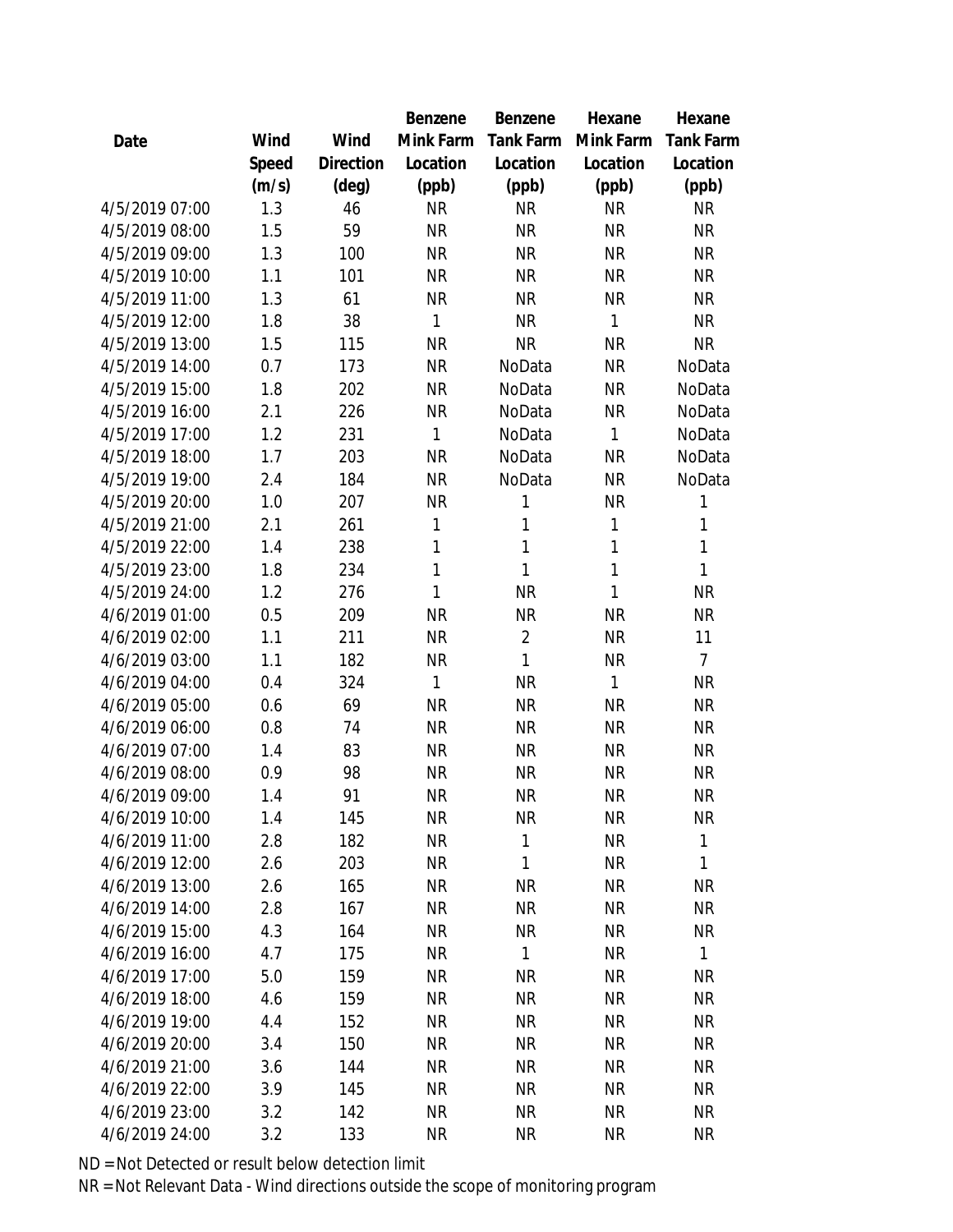| Date | Wind Speed (m/s) | Wind Direction (deg) | Benzene Mink Farm Location (ppb) | Benzene Tank Farm Location (ppb) | Hexane Mink Farm Location (ppb) | Hexane Tank Farm Location (ppb) |
|---|---|---|---|---|---|---|
| 4/5/2019 07:00 | 1.3 | 46 | NR | NR | NR | NR |
| 4/5/2019 08:00 | 1.5 | 59 | NR | NR | NR | NR |
| 4/5/2019 09:00 | 1.3 | 100 | NR | NR | NR | NR |
| 4/5/2019 10:00 | 1.1 | 101 | NR | NR | NR | NR |
| 4/5/2019 11:00 | 1.3 | 61 | NR | NR | NR | NR |
| 4/5/2019 12:00 | 1.8 | 38 | 1 | NR | 1 | NR |
| 4/5/2019 13:00 | 1.5 | 115 | NR | NR | NR | NR |
| 4/5/2019 14:00 | 0.7 | 173 | NR | NoData | NR | NoData |
| 4/5/2019 15:00 | 1.8 | 202 | NR | NoData | NR | NoData |
| 4/5/2019 16:00 | 2.1 | 226 | NR | NoData | NR | NoData |
| 4/5/2019 17:00 | 1.2 | 231 | 1 | NoData | 1 | NoData |
| 4/5/2019 18:00 | 1.7 | 203 | NR | NoData | NR | NoData |
| 4/5/2019 19:00 | 2.4 | 184 | NR | NoData | NR | NoData |
| 4/5/2019 20:00 | 1.0 | 207 | NR | 1 | NR | 1 |
| 4/5/2019 21:00 | 2.1 | 261 | 1 | 1 | 1 | 1 |
| 4/5/2019 22:00 | 1.4 | 238 | 1 | 1 | 1 | 1 |
| 4/5/2019 23:00 | 1.8 | 234 | 1 | 1 | 1 | 1 |
| 4/5/2019 24:00 | 1.2 | 276 | 1 | NR | 1 | NR |
| 4/6/2019 01:00 | 0.5 | 209 | NR | NR | NR | NR |
| 4/6/2019 02:00 | 1.1 | 211 | NR | 2 | NR | 11 |
| 4/6/2019 03:00 | 1.1 | 182 | NR | 1 | NR | 7 |
| 4/6/2019 04:00 | 0.4 | 324 | 1 | NR | 1 | NR |
| 4/6/2019 05:00 | 0.6 | 69 | NR | NR | NR | NR |
| 4/6/2019 06:00 | 0.8 | 74 | NR | NR | NR | NR |
| 4/6/2019 07:00 | 1.4 | 83 | NR | NR | NR | NR |
| 4/6/2019 08:00 | 0.9 | 98 | NR | NR | NR | NR |
| 4/6/2019 09:00 | 1.4 | 91 | NR | NR | NR | NR |
| 4/6/2019 10:00 | 1.4 | 145 | NR | NR | NR | NR |
| 4/6/2019 11:00 | 2.8 | 182 | NR | 1 | NR | 1 |
| 4/6/2019 12:00 | 2.6 | 203 | NR | 1 | NR | 1 |
| 4/6/2019 13:00 | 2.6 | 165 | NR | NR | NR | NR |
| 4/6/2019 14:00 | 2.8 | 167 | NR | NR | NR | NR |
| 4/6/2019 15:00 | 4.3 | 164 | NR | NR | NR | NR |
| 4/6/2019 16:00 | 4.7 | 175 | NR | 1 | NR | 1 |
| 4/6/2019 17:00 | 5.0 | 159 | NR | NR | NR | NR |
| 4/6/2019 18:00 | 4.6 | 159 | NR | NR | NR | NR |
| 4/6/2019 19:00 | 4.4 | 152 | NR | NR | NR | NR |
| 4/6/2019 20:00 | 3.4 | 150 | NR | NR | NR | NR |
| 4/6/2019 21:00 | 3.6 | 144 | NR | NR | NR | NR |
| 4/6/2019 22:00 | 3.9 | 145 | NR | NR | NR | NR |
| 4/6/2019 23:00 | 3.2 | 142 | NR | NR | NR | NR |
| 4/6/2019 24:00 | 3.2 | 133 | NR | NR | NR | NR |

ND = Not Detected or result below detection limit

NR = Not Relevant Data - Wind directions outside the scope of monitoring program